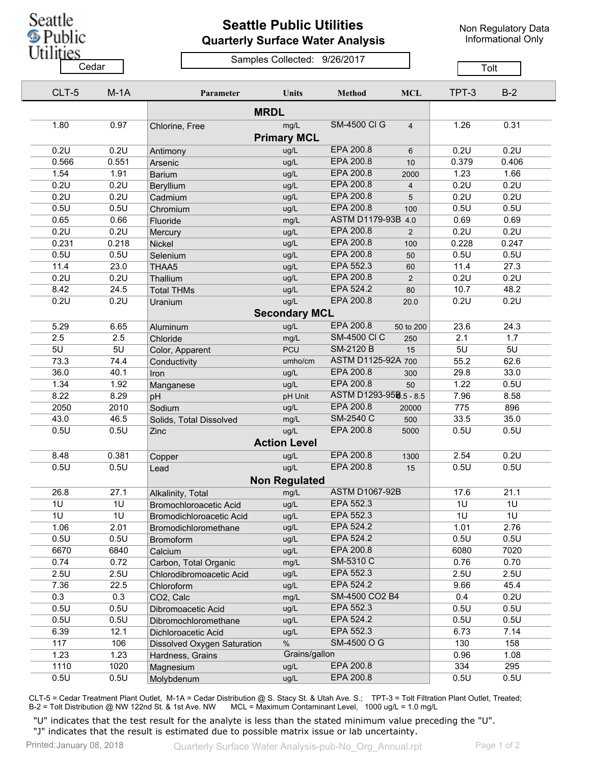# Seattle Public Utilities

## Quarterly Surface Water Analysis

Non Regulatory Data
Informational Only

Samples Collected: 9/26/2017

| Cedar | | | | | | Tolt | |
|---|---|---|---|---|---|---|---|
| **CLT-5** | **M-1A** | **Parameter** | **Units** | **Method** | **MCL** | **TPT-3** | **B-2** |
| | | **MRDL** | | | | | |
| 1.80 | 0.97 | Chlorine, Free | mg/L | SM-4500 Cl G | 4 | 1.26 | 0.31 |
| | | **Primary MCL** | | | | | |
| 0.2U | 0.2U | Antimony | ug/L | EPA 200.8 | 6 | 0.2U | 0.2U |
| 0.566 | 0.551 | Arsenic | ug/L | EPA 200.8 | 10 | 0.379 | 0.406 |
| 1.54 | 1.91 | Barium | ug/L | EPA 200.8 | 2000 | 1.23 | 1.66 |
| 0.2U | 0.2U | Beryllium | ug/L | EPA 200.8 | 4 | 0.2U | 0.2U |
| 0.2U | 0.2U | Cadmium | ug/L | EPA 200.8 | 5 | 0.2U | 0.2U |
| 0.5U | 0.5U | Chromium | ug/L | EPA 200.8 | 100 | 0.5U | 0.5U |
| 0.65 | 0.66 | Fluoride | mg/L | ASTM D1179-93B | 4.0 | 0.69 | 0.69 |
| 0.2U | 0.2U | Mercury | ug/L | EPA 200.8 | 2 | 0.2U | 0.2U |
| 0.231 | 0.218 | Nickel | ug/L | EPA 200.8 | 100 | 0.228 | 0.247 |
| 0.5U | 0.5U | Selenium | ug/L | EPA 200.8 | 50 | 0.5U | 0.5U |
| 11.4 | 23.0 | THAA5 | ug/L | EPA 552.3 | 60 | 11.4 | 27.3 |
| 0.2U | 0.2U | Thallium | ug/L | EPA 200.8 | 2 | 0.2U | 0.2U |
| 8.42 | 24.5 | Total THMs | ug/L | EPA 524.2 | 80 | 10.7 | 48.2 |
| 0.2U | 0.2U | Uranium | ug/L | EPA 200.8 | 20.0 | 0.2U | 0.2U |
| | | **Secondary MCL** | | | | | |
| 5.29 | 6.65 | Aluminum | ug/L | EPA 200.8 | 50 to 200 | 23.6 | 24.3 |
| 2.5 | 2.5 | Chloride | mg/L | SM-4500 Cl C | 250 | 2.1 | 1.7 |
| 5U | 5U | Color, Apparent | PCU | SM-2120 B | 15 | 5U | 5U |
| 73.3 | 74.4 | Conductivity | umho/cm | ASTM D1125-92A | 700 | 55.2 | 62.6 |
| 36.0 | 40.1 | Iron | ug/L | EPA 200.8 | 300 | 29.8 | 33.0 |
| 1.34 | 1.92 | Manganese | ug/L | EPA 200.8 | 50 | 1.22 | 0.5U |
| 8.22 | 8.29 | pH | pH Unit | ASTM D1293-95B | 6.5 - 8.5 | 7.96 | 8.58 |
| 2050 | 2010 | Sodium | ug/L | EPA 200.8 | 20000 | 775 | 896 |
| 43.0 | 46.5 | Solids, Total Dissolved | mg/L | SM-2540 C | 500 | 33.5 | 35.0 |
| 0.5U | 0.5U | Zinc | ug/L | EPA 200.8 | 5000 | 0.5U | 0.5U |
| | | **Action Level** | | | | | |
| 8.48 | 0.381 | Copper | ug/L | EPA 200.8 | 1300 | 2.54 | 0.2U |
| 0.5U | 0.5U | Lead | ug/L | EPA 200.8 | 15 | 0.5U | 0.5U |
| | | **Non Regulated** | | | | | |
| 26.8 | 27.1 | Alkalinity, Total | mg/L | ASTM D1067-92B | | 17.6 | 21.1 |
| 1U | 1U | Bromochloroacetic Acid | ug/L | EPA 552.3 | | 1U | 1U |
| 1U | 1U | Bromodichloroacetic Acid | ug/L | EPA 552.3 | | 1U | 1U |
| 1.06 | 2.01 | Bromodichloromethane | ug/L | EPA 524.2 | | 1.01 | 2.76 |
| 0.5U | 0.5U | Bromoform | ug/L | EPA 524.2 | | 0.5U | 0.5U |
| 6670 | 6840 | Calcium | ug/L | EPA 200.8 | | 6080 | 7020 |
| 0.74 | 0.72 | Carbon, Total Organic | mg/L | SM-5310 C | | 0.76 | 0.70 |
| 2.5U | 2.5U | Chlorodibromoacetic Acid | ug/L | EPA 552.3 | | 2.5U | 2.5U |
| 7.36 | 22.5 | Chloroform | ug/L | EPA 524.2 | | 9.66 | 45.4 |
| 0.3 | 0.3 | CO2, Calc | mg/L | SM-4500 CO2 B4 | | 0.4 | 0.2U |
| 0.5U | 0.5U | Dibromoacetic Acid | ug/L | EPA 552.3 | | 0.5U | 0.5U |
| 0.5U | 0.5U | Dibromochloromethane | ug/L | EPA 524.2 | | 0.5U | 0.5U |
| 6.39 | 12.1 | Dichloroacetic Acid | ug/L | EPA 552.3 | | 6.73 | 7.14 |
| 117 | 106 | Dissolved Oxygen Saturation | % | SM-4500 O G | | 130 | 158 |
| 1.23 | 1.23 | Hardness, Grains | Grains/gallon | | | 0.96 | 1.08 |
| 1110 | 1020 | Magnesium | ug/L | EPA 200.8 | | 334 | 295 |
| 0.5U | 0.5U | Molybdenum | ug/L | EPA 200.8 | | 0.5U | 0.5U |

CLT-5 = Cedar Treatment Plant Outlet, M-1A = Cedar Distribution @ S. Stacy St. & Utah Ave. S.; TPT-3 = Tolt Filtration Plant Outlet, Treated; B-2 = Tolt Distribution @ NW 122nd St. & 1st Ave. NW MCL = Maximum Contaminant Level, 1000 ug/L = 1.0 mg/L

"U" indicates that the test result for the analyte is less than the stated minimum value preceding the "U".
"J" indicates that the result is estimated due to possible matrix issue or lab uncertainty.

Printed: January 08, 2018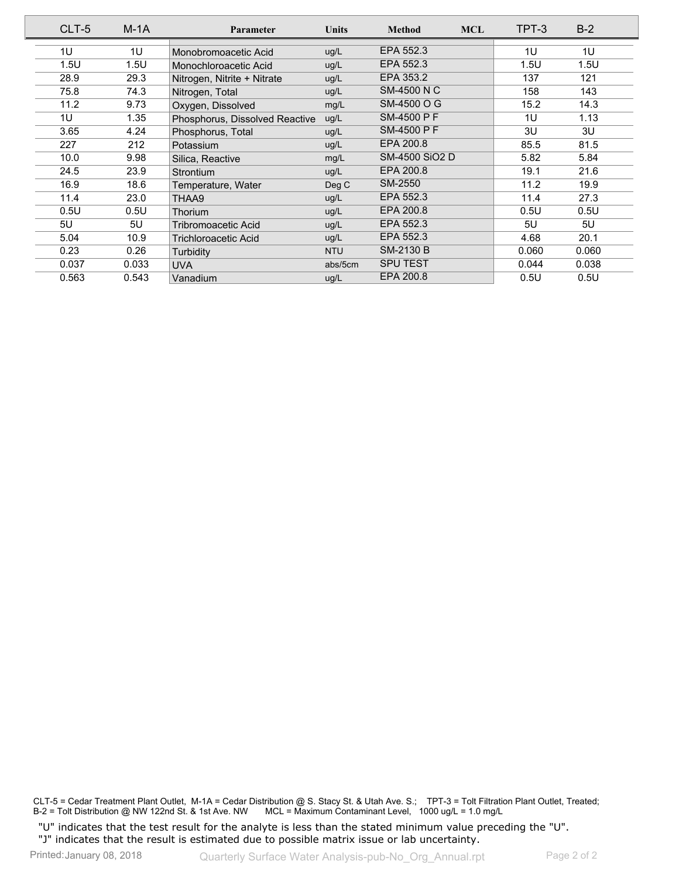| CLT-5 | M-1A | Parameter | Units | Method | MCL | TPT-3 | B-2 |
|---|---|---|---|---|---|---|---|
| 1U | 1U | Monobromoacetic Acid | ug/L | EPA 552.3 | | 1U | 1U |
| 1.5U | 1.5U | Monochloroacetic Acid | ug/L | EPA 552.3 | | 1.5U | 1.5U |
| 28.9 | 29.3 | Nitrogen, Nitrite + Nitrate | ug/L | EPA 353.2 | | 137 | 121 |
| 75.8 | 74.3 | Nitrogen, Total | ug/L | SM-4500 N C | | 158 | 143 |
| 11.2 | 9.73 | Oxygen, Dissolved | mg/L | SM-4500 O G | | 15.2 | 14.3 |
| 1U | 1.35 | Phosphorus, Dissolved Reactive | ug/L | SM-4500 P F | | 1U | 1.13 |
| 3.65 | 4.24 | Phosphorus, Total | ug/L | SM-4500 P F | | 3U | 3U |
| 227 | 212 | Potassium | ug/L | EPA 200.8 | | 85.5 | 81.5 |
| 10.0 | 9.98 | Silica, Reactive | mg/L | SM-4500 SiO2 D | | 5.82 | 5.84 |
| 24.5 | 23.9 | Strontium | ug/L | EPA 200.8 | | 19.1 | 21.6 |
| 16.9 | 18.6 | Temperature, Water | Deg C | SM-2550 | | 11.2 | 19.9 |
| 11.4 | 23.0 | THAA9 | ug/L | EPA 552.3 | | 11.4 | 27.3 |
| 0.5U | 0.5U | Thorium | ug/L | EPA 200.8 | | 0.5U | 0.5U |
| 5U | 5U | Tribromoacetic Acid | ug/L | EPA 552.3 | | 5U | 5U |
| 5.04 | 10.9 | Trichloroacetic Acid | ug/L | EPA 552.3 | | 4.68 | 20.1 |
| 0.23 | 0.26 | Turbidity | NTU | SM-2130 B | | 0.060 | 0.060 |
| 0.037 | 0.033 | UVA | abs/5cm | SPU TEST | | 0.044 | 0.038 |
| 0.563 | 0.543 | Vanadium | ug/L | EPA 200.8 | | 0.5U | 0.5U |

CLT-5 = Cedar Treatment Plant Outlet, M-1A = Cedar Distribution @ S. Stacy St. & Utah Ave. S.; TPT-3 = Tolt Filtration Plant Outlet, Treated; B-2 = Tolt Distribution @ NW 122nd St. & 1st Ave. NW MCL = Maximum Contaminant Level, 1000 ug/L = 1.0 mg/L

"U" indicates that the test result for the analyte is less than the stated minimum value preceding the "U".
"J" indicates that the result is estimated due to possible matrix issue or lab uncertainty.

Printed: January 08, 2018 Quarterly Surface Water Analysis-pub-No_Org_Annual.rpt